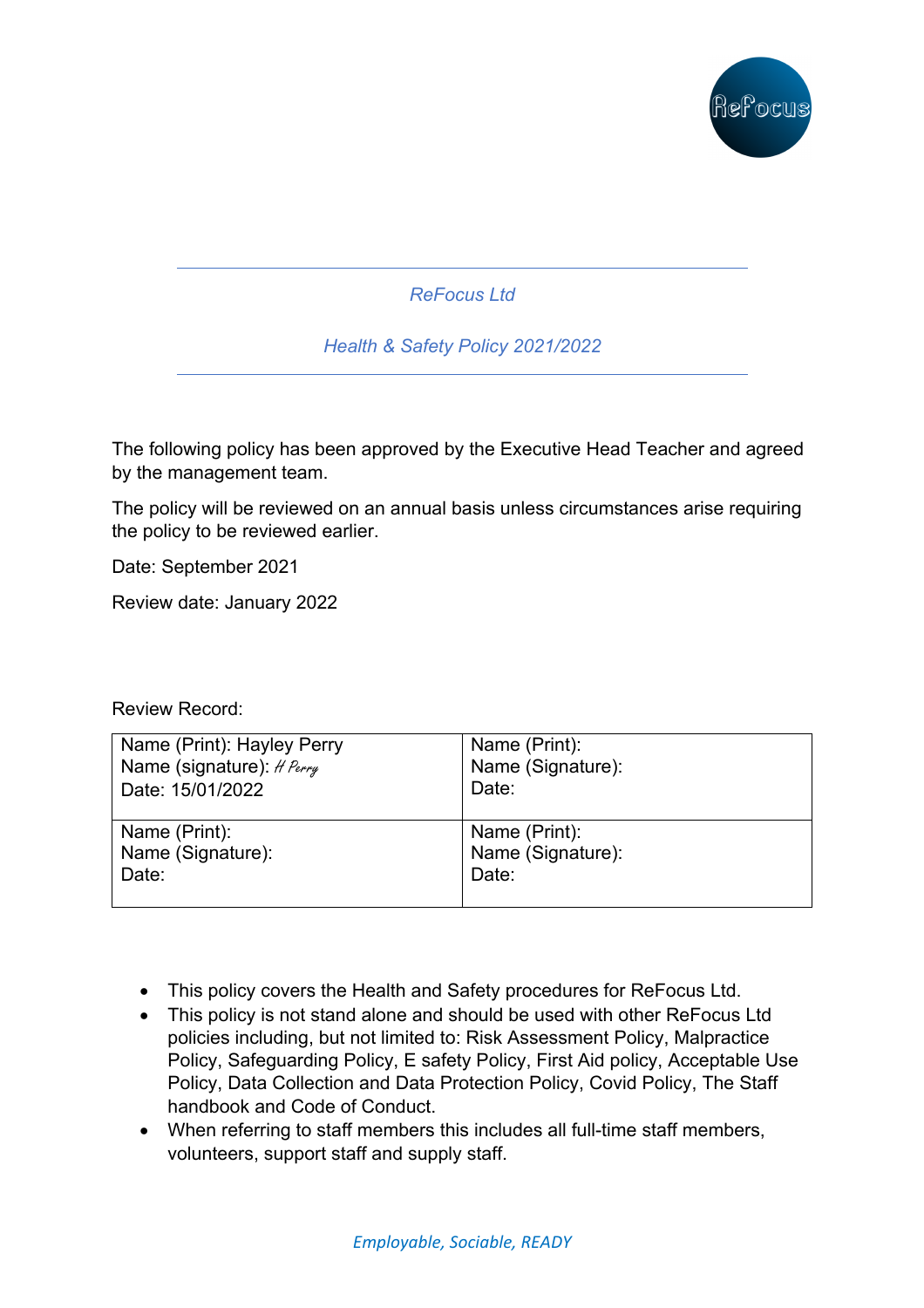*ReFocus Ltd*

*Health & Safety Policy 2021/2022*

The following policy has been approved by the Executive Head Teacher and agreed by the management team.

The policy will be reviewed on an annual basis unless circumstances arise requiring the policy to be reviewed earlier.

Date: September 2021

Review date: January 2022

Review Record:

| | |
|---|---|
| Name (Print): Hayley Perry<br>Name (signature): *H Perry*<br>Date: 15/01/2022 | Name (Print):<br>Name (Signature):<br>Date: |
| Name (Print):<br>Name (Signature):<br>Date: | Name (Print):<br>Name (Signature):<br>Date: |

- This policy covers the Health and Safety procedures for ReFocus Ltd.
- This policy is not stand alone and should be used with other ReFocus Ltd policies including, but not limited to: Risk Assessment Policy, Malpractice Policy, Safeguarding Policy, E safety Policy, First Aid policy, Acceptable Use Policy, Data Collection and Data Protection Policy, Covid Policy, The Staff handbook and Code of Conduct.
- When referring to staff members this includes all full-time staff members, volunteers, support staff and supply staff.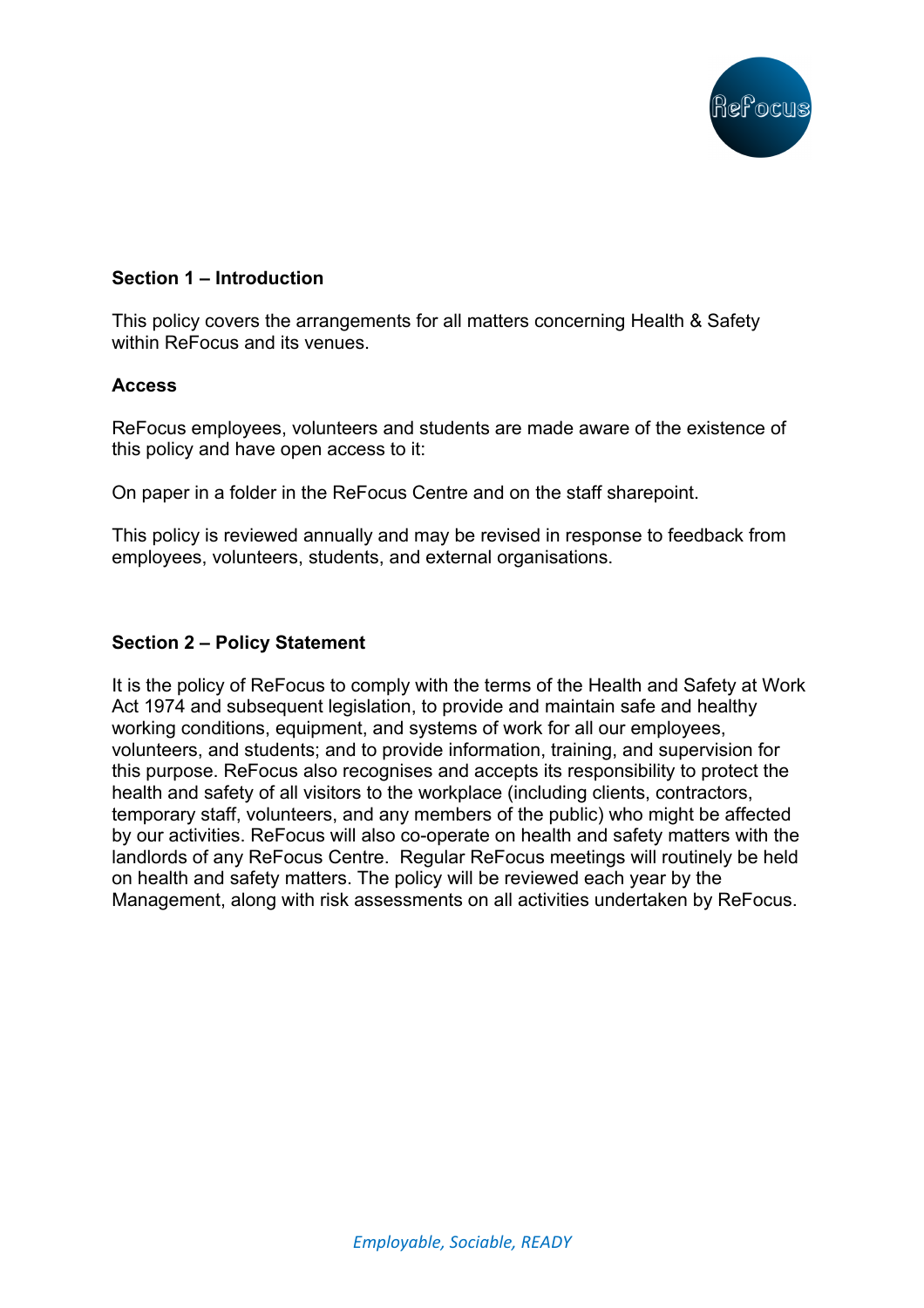**Section 1 – Introduction**

This policy covers the arrangements for all matters concerning Health & Safety within ReFocus and its venues.

**Access**

ReFocus employees, volunteers and students are made aware of the existence of this policy and have open access to it:

On paper in a folder in the ReFocus Centre and on the staff sharepoint.

This policy is reviewed annually and may be revised in response to feedback from employees, volunteers, students, and external organisations.

**Section 2 – Policy Statement**

It is the policy of ReFocus to comply with the terms of the Health and Safety at Work Act 1974 and subsequent legislation, to provide and maintain safe and healthy working conditions, equipment, and systems of work for all our employees, volunteers, and students; and to provide information, training, and supervision for this purpose. ReFocus also recognises and accepts its responsibility to protect the health and safety of all visitors to the workplace (including clients, contractors, temporary staff, volunteers, and any members of the public) who might be affected by our activities. ReFocus will also co-operate on health and safety matters with the landlords of any ReFocus Centre. Regular ReFocus meetings will routinely be held on health and safety matters. The policy will be reviewed each year by the Management, along with risk assessments on all activities undertaken by ReFocus.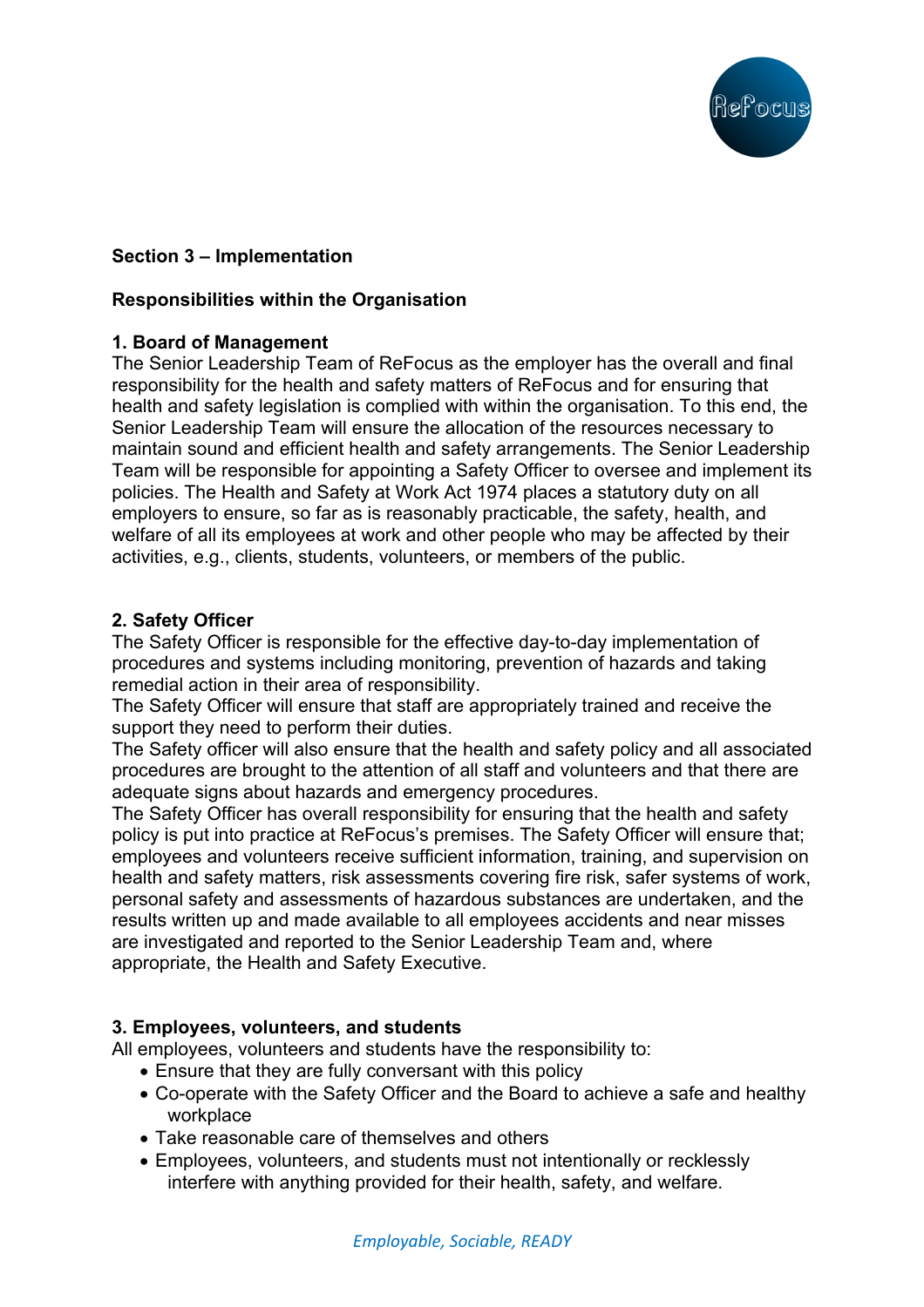**Section 3 – Implementation**

**Responsibilities within the Organisation**

**1. Board of Management**

The Senior Leadership Team of ReFocus as the employer has the overall and final responsibility for the health and safety matters of ReFocus and for ensuring that health and safety legislation is complied with within the organisation. To this end, the Senior Leadership Team will ensure the allocation of the resources necessary to maintain sound and efficient health and safety arrangements. The Senior Leadership Team will be responsible for appointing a Safety Officer to oversee and implement its policies. The Health and Safety at Work Act 1974 places a statutory duty on all employers to ensure, so far as is reasonably practicable, the safety, health, and welfare of all its employees at work and other people who may be affected by their activities, e.g., clients, students, volunteers, or members of the public.

**2. Safety Officer**

The Safety Officer is responsible for the effective day-to-day implementation of procedures and systems including monitoring, prevention of hazards and taking remedial action in their area of responsibility.

The Safety Officer will ensure that staff are appropriately trained and receive the support they need to perform their duties.

The Safety officer will also ensure that the health and safety policy and all associated procedures are brought to the attention of all staff and volunteers and that there are adequate signs about hazards and emergency procedures.

The Safety Officer has overall responsibility for ensuring that the health and safety policy is put into practice at ReFocus's premises. The Safety Officer will ensure that; employees and volunteers receive sufficient information, training, and supervision on health and safety matters, risk assessments covering fire risk, safer systems of work, personal safety and assessments of hazardous substances are undertaken, and the results written up and made available to all employees accidents and near misses are investigated and reported to the Senior Leadership Team and, where appropriate, the Health and Safety Executive.

**3. Employees, volunteers, and students**

All employees, volunteers and students have the responsibility to:

- Ensure that they are fully conversant with this policy
- Co-operate with the Safety Officer and the Board to achieve a safe and healthy workplace
- Take reasonable care of themselves and others
- Employees, volunteers, and students must not intentionally or recklessly interfere with anything provided for their health, safety, and welfare.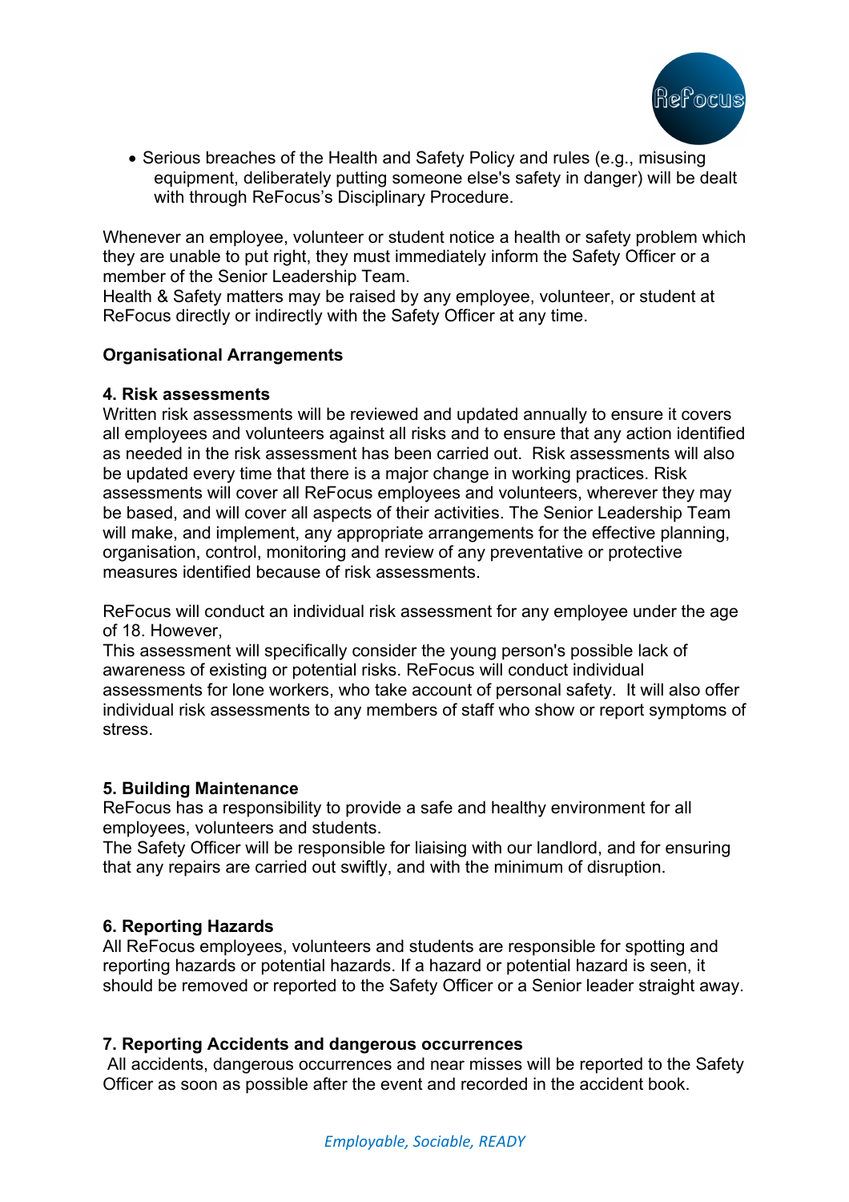- Serious breaches of the Health and Safety Policy and rules (e.g., misusing equipment, deliberately putting someone else's safety in danger) will be dealt with through ReFocus's Disciplinary Procedure.

Whenever an employee, volunteer or student notice a health or safety problem which they are unable to put right, they must immediately inform the Safety Officer or a member of the Senior Leadership Team.
Health & Safety matters may be raised by any employee, volunteer, or student at ReFocus directly or indirectly with the Safety Officer at any time.

**Organisational Arrangements**

**4. Risk assessments**
Written risk assessments will be reviewed and updated annually to ensure it covers all employees and volunteers against all risks and to ensure that any action identified as needed in the risk assessment has been carried out. Risk assessments will also be updated every time that there is a major change in working practices. Risk assessments will cover all ReFocus employees and volunteers, wherever they may be based, and will cover all aspects of their activities. The Senior Leadership Team will make, and implement, any appropriate arrangements for the effective planning, organisation, control, monitoring and review of any preventative or protective measures identified because of risk assessments.

ReFocus will conduct an individual risk assessment for any employee under the age of 18. However,
This assessment will specifically consider the young person's possible lack of awareness of existing or potential risks. ReFocus will conduct individual assessments for lone workers, who take account of personal safety. It will also offer individual risk assessments to any members of staff who show or report symptoms of stress.

**5. Building Maintenance**
ReFocus has a responsibility to provide a safe and healthy environment for all employees, volunteers and students.
The Safety Officer will be responsible for liaising with our landlord, and for ensuring that any repairs are carried out swiftly, and with the minimum of disruption.

**6. Reporting Hazards**
All ReFocus employees, volunteers and students are responsible for spotting and reporting hazards or potential hazards. If a hazard or potential hazard is seen, it should be removed or reported to the Safety Officer or a Senior leader straight away.

**7. Reporting Accidents and dangerous occurrences**
All accidents, dangerous occurrences and near misses will be reported to the Safety Officer as soon as possible after the event and recorded in the accident book.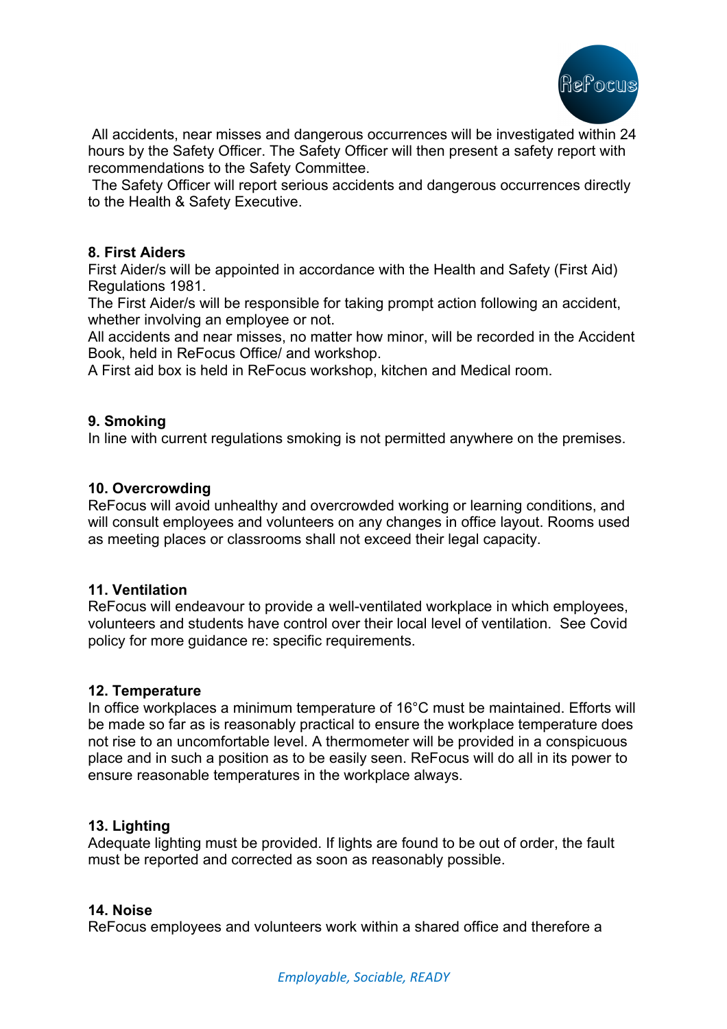All accidents, near misses and dangerous occurrences will be investigated within 24 hours by the Safety Officer. The Safety Officer will then present a safety report with recommendations to the Safety Committee.

The Safety Officer will report serious accidents and dangerous occurrences directly to the Health & Safety Executive.

**8. First Aiders**

First Aider/s will be appointed in accordance with the Health and Safety (First Aid) Regulations 1981.

The First Aider/s will be responsible for taking prompt action following an accident, whether involving an employee or not.

All accidents and near misses, no matter how minor, will be recorded in the Accident Book, held in ReFocus Office/ and workshop.

A First aid box is held in ReFocus workshop, kitchen and Medical room.

**9. Smoking**

In line with current regulations smoking is not permitted anywhere on the premises.

**10. Overcrowding**

ReFocus will avoid unhealthy and overcrowded working or learning conditions, and will consult employees and volunteers on any changes in office layout. Rooms used as meeting places or classrooms shall not exceed their legal capacity.

**11. Ventilation**

ReFocus will endeavour to provide a well-ventilated workplace in which employees, volunteers and students have control over their local level of ventilation. See Covid policy for more guidance re: specific requirements.

**12. Temperature**

In office workplaces a minimum temperature of 16°C must be maintained. Efforts will be made so far as is reasonably practical to ensure the workplace temperature does not rise to an uncomfortable level. A thermometer will be provided in a conspicuous place and in such a position as to be easily seen. ReFocus will do all in its power to ensure reasonable temperatures in the workplace always.

**13. Lighting**

Adequate lighting must be provided. If lights are found to be out of order, the fault must be reported and corrected as soon as reasonably possible.

**14. Noise**

ReFocus employees and volunteers work within a shared office and therefore a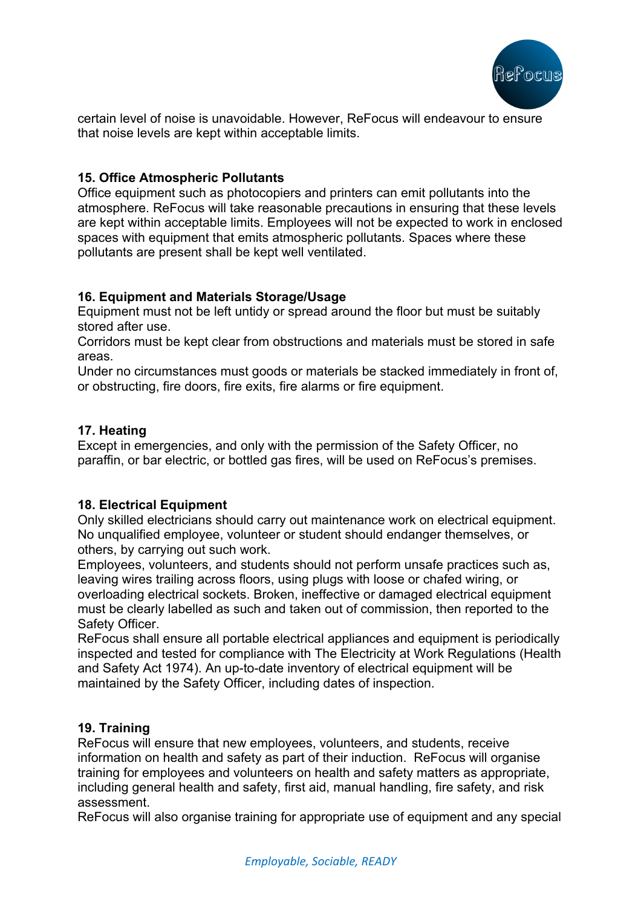certain level of noise is unavoidable. However, ReFocus will endeavour to ensure that noise levels are kept within acceptable limits.

**15. Office Atmospheric Pollutants**

Office equipment such as photocopiers and printers can emit pollutants into the atmosphere. ReFocus will take reasonable precautions in ensuring that these levels are kept within acceptable limits. Employees will not be expected to work in enclosed spaces with equipment that emits atmospheric pollutants. Spaces where these pollutants are present shall be kept well ventilated.

**16. Equipment and Materials Storage/Usage**

Equipment must not be left untidy or spread around the floor but must be suitably stored after use.

Corridors must be kept clear from obstructions and materials must be stored in safe areas.

Under no circumstances must goods or materials be stacked immediately in front of, or obstructing, fire doors, fire exits, fire alarms or fire equipment.

**17. Heating**

Except in emergencies, and only with the permission of the Safety Officer, no paraffin, or bar electric, or bottled gas fires, will be used on ReFocus's premises.

**18. Electrical Equipment**

Only skilled electricians should carry out maintenance work on electrical equipment. No unqualified employee, volunteer or student should endanger themselves, or others, by carrying out such work.

Employees, volunteers, and students should not perform unsafe practices such as, leaving wires trailing across floors, using plugs with loose or chafed wiring, or overloading electrical sockets. Broken, ineffective or damaged electrical equipment must be clearly labelled as such and taken out of commission, then reported to the Safety Officer.

ReFocus shall ensure all portable electrical appliances and equipment is periodically inspected and tested for compliance with The Electricity at Work Regulations (Health and Safety Act 1974). An up-to-date inventory of electrical equipment will be maintained by the Safety Officer, including dates of inspection.

**19. Training**

ReFocus will ensure that new employees, volunteers, and students, receive information on health and safety as part of their induction. ReFocus will organise training for employees and volunteers on health and safety matters as appropriate, including general health and safety, first aid, manual handling, fire safety, and risk assessment.

ReFocus will also organise training for appropriate use of equipment and any special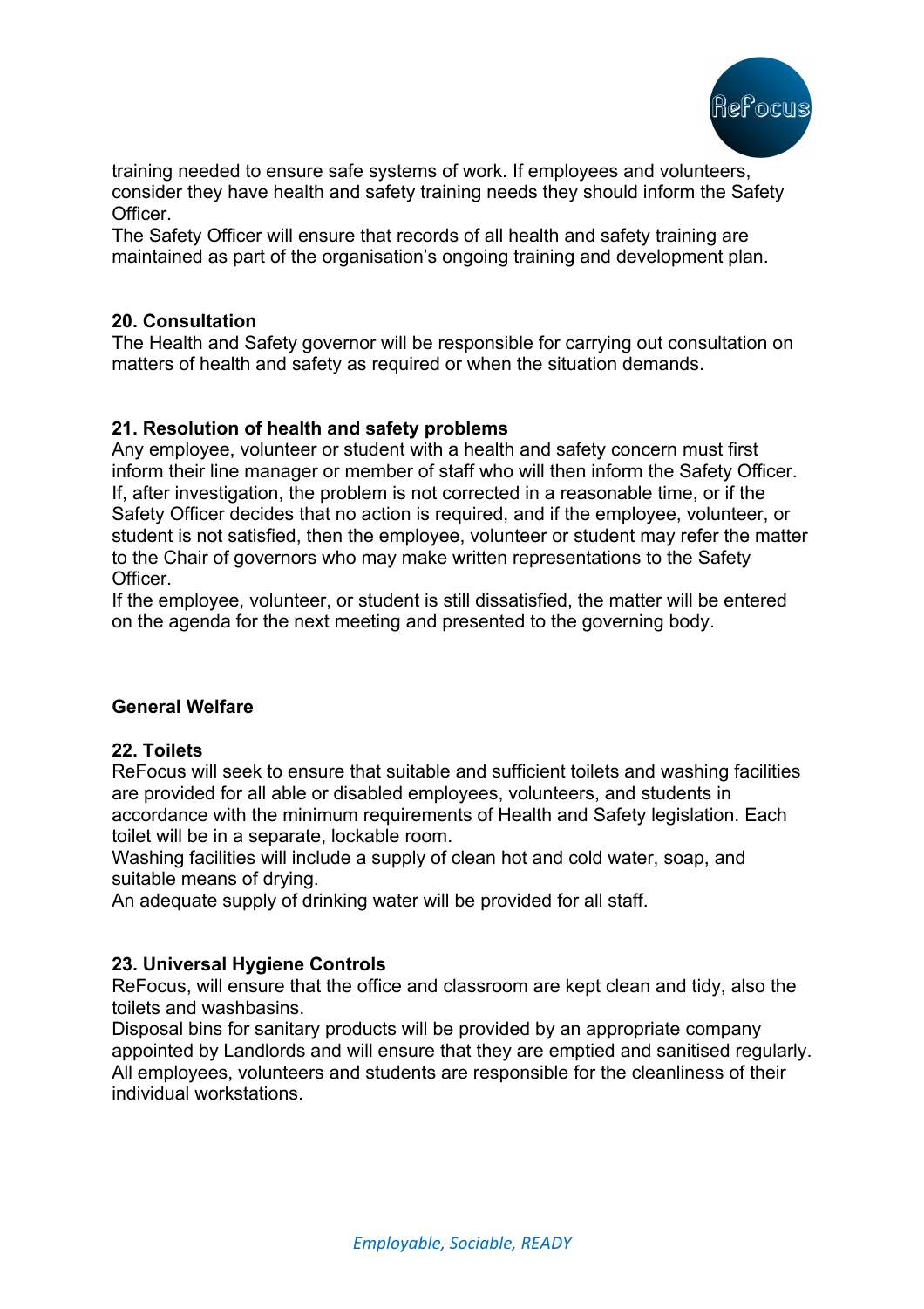training needed to ensure safe systems of work. If employees and volunteers, consider they have health and safety training needs they should inform the Safety Officer.
The Safety Officer will ensure that records of all health and safety training are maintained as part of the organisation's ongoing training and development plan.

**20. Consultation**
The Health and Safety governor will be responsible for carrying out consultation on matters of health and safety as required or when the situation demands.

**21. Resolution of health and safety problems**
Any employee, volunteer or student with a health and safety concern must first inform their line manager or member of staff who will then inform the Safety Officer. If, after investigation, the problem is not corrected in a reasonable time, or if the Safety Officer decides that no action is required, and if the employee, volunteer, or student is not satisfied, then the employee, volunteer or student may refer the matter to the Chair of governors who may make written representations to the Safety Officer.
If the employee, volunteer, or student is still dissatisfied, the matter will be entered on the agenda for the next meeting and presented to the governing body.

**General Welfare**

**22. Toilets**
ReFocus will seek to ensure that suitable and sufficient toilets and washing facilities are provided for all able or disabled employees, volunteers, and students in accordance with the minimum requirements of Health and Safety legislation. Each toilet will be in a separate, lockable room.
Washing facilities will include a supply of clean hot and cold water, soap, and suitable means of drying.
An adequate supply of drinking water will be provided for all staff.

**23. Universal Hygiene Controls**
ReFocus, will ensure that the office and classroom are kept clean and tidy, also the toilets and washbasins.
Disposal bins for sanitary products will be provided by an appropriate company appointed by Landlords and will ensure that they are emptied and sanitised regularly.
All employees, volunteers and students are responsible for the cleanliness of their individual workstations.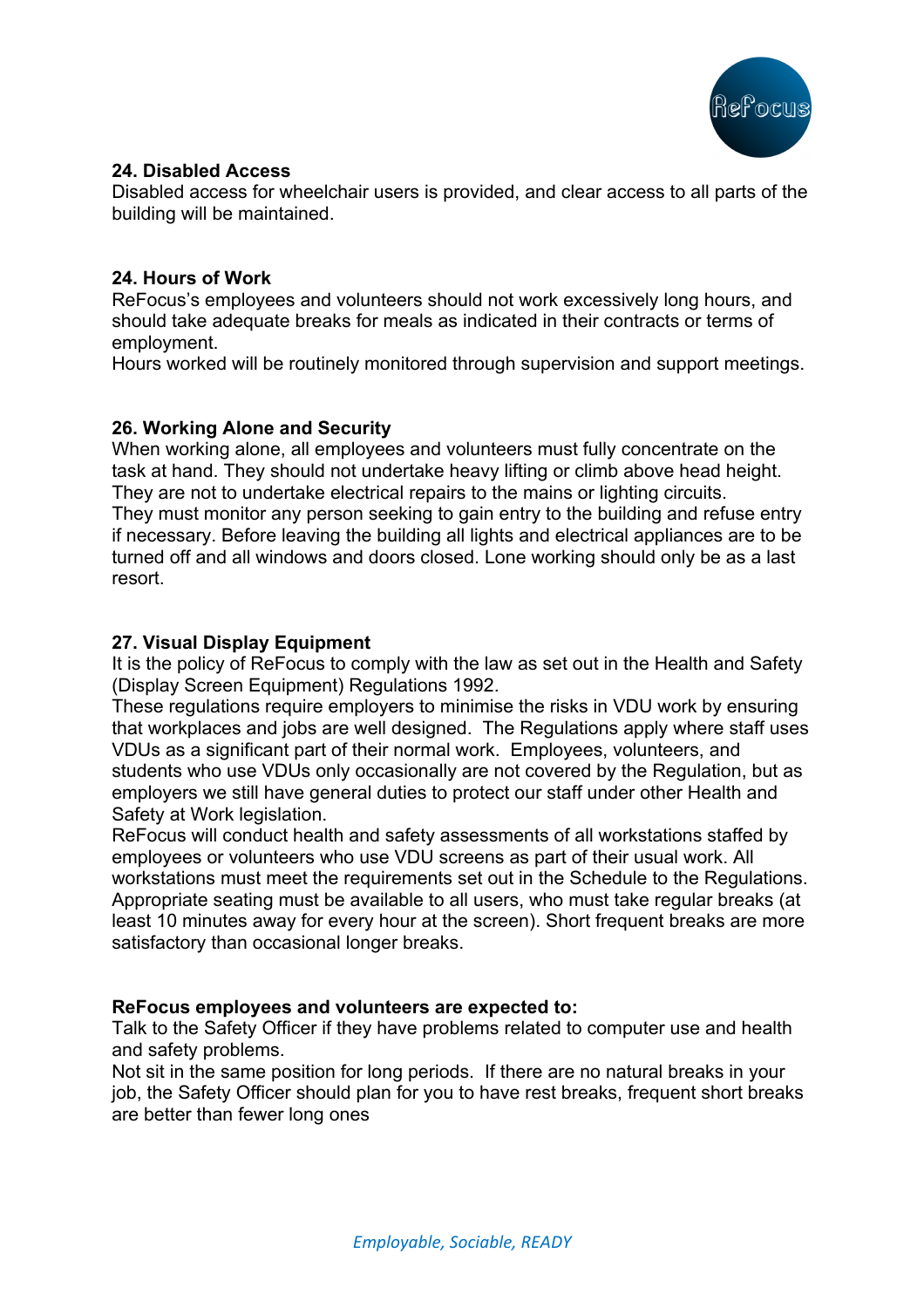### 24. Disabled Access

Disabled access for wheelchair users is provided, and clear access to all parts of the building will be maintained.

### 24. Hours of Work

ReFocus's employees and volunteers should not work excessively long hours, and should take adequate breaks for meals as indicated in their contracts or terms of employment.

Hours worked will be routinely monitored through supervision and support meetings.

### 26. Working Alone and Security

When working alone, all employees and volunteers must fully concentrate on the task at hand. They should not undertake heavy lifting or climb above head height. They are not to undertake electrical repairs to the mains or lighting circuits.

They must monitor any person seeking to gain entry to the building and refuse entry if necessary. Before leaving the building all lights and electrical appliances are to be turned off and all windows and doors closed. Lone working should only be as a last resort.

### 27. Visual Display Equipment

It is the policy of ReFocus to comply with the law as set out in the Health and Safety (Display Screen Equipment) Regulations 1992.

These regulations require employers to minimise the risks in VDU work by ensuring that workplaces and jobs are well designed. The Regulations apply where staff uses VDUs as a significant part of their normal work. Employees, volunteers, and students who use VDUs only occasionally are not covered by the Regulation, but as employers we still have general duties to protect our staff under other Health and Safety at Work legislation.

ReFocus will conduct health and safety assessments of all workstations staffed by employees or volunteers who use VDU screens as part of their usual work. All workstations must meet the requirements set out in the Schedule to the Regulations. Appropriate seating must be available to all users, who must take regular breaks (at least 10 minutes away for every hour at the screen). Short frequent breaks are more satisfactory than occasional longer breaks.

**ReFocus employees and volunteers are expected to:**

Talk to the Safety Officer if they have problems related to computer use and health and safety problems.

Not sit in the same position for long periods. If there are no natural breaks in your job, the Safety Officer should plan for you to have rest breaks, frequent short breaks are better than fewer long ones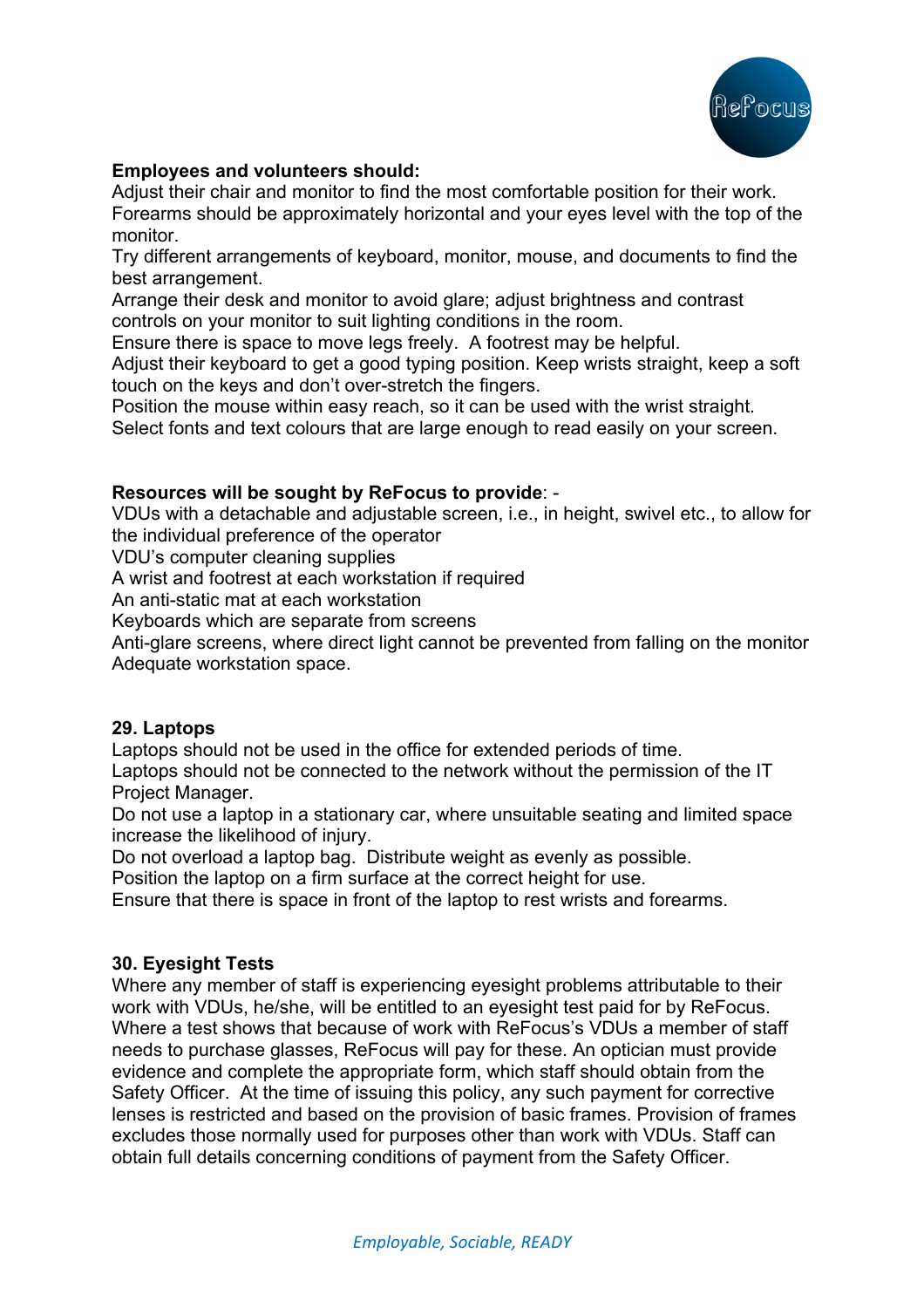**Employees and volunteers should:**

Adjust their chair and monitor to find the most comfortable position for their work. Forearms should be approximately horizontal and your eyes level with the top of the monitor.

Try different arrangements of keyboard, monitor, mouse, and documents to find the best arrangement.

Arrange their desk and monitor to avoid glare; adjust brightness and contrast controls on your monitor to suit lighting conditions in the room.

Ensure there is space to move legs freely. A footrest may be helpful.

Adjust their keyboard to get a good typing position. Keep wrists straight, keep a soft touch on the keys and don't over-stretch the fingers.

Position the mouse within easy reach, so it can be used with the wrist straight.

Select fonts and text colours that are large enough to read easily on your screen.

**Resources will be sought by ReFocus to provide**: -

VDUs with a detachable and adjustable screen, i.e., in height, swivel etc., to allow for the individual preference of the operator

VDU's computer cleaning supplies

A wrist and footrest at each workstation if required

An anti-static mat at each workstation

Keyboards which are separate from screens

Anti-glare screens, where direct light cannot be prevented from falling on the monitor

Adequate workstation space.

## 29. Laptops

Laptops should not be used in the office for extended periods of time.

Laptops should not be connected to the network without the permission of the IT Project Manager.

Do not use a laptop in a stationary car, where unsuitable seating and limited space increase the likelihood of injury.

Do not overload a laptop bag. Distribute weight as evenly as possible.

Position the laptop on a firm surface at the correct height for use.

Ensure that there is space in front of the laptop to rest wrists and forearms.

## 30. Eyesight Tests

Where any member of staff is experiencing eyesight problems attributable to their work with VDUs, he/she, will be entitled to an eyesight test paid for by ReFocus. Where a test shows that because of work with ReFocus's VDUs a member of staff needs to purchase glasses, ReFocus will pay for these. An optician must provide evidence and complete the appropriate form, which staff should obtain from the Safety Officer. At the time of issuing this policy, any such payment for corrective lenses is restricted and based on the provision of basic frames. Provision of frames excludes those normally used for purposes other than work with VDUs. Staff can obtain full details concerning conditions of payment from the Safety Officer.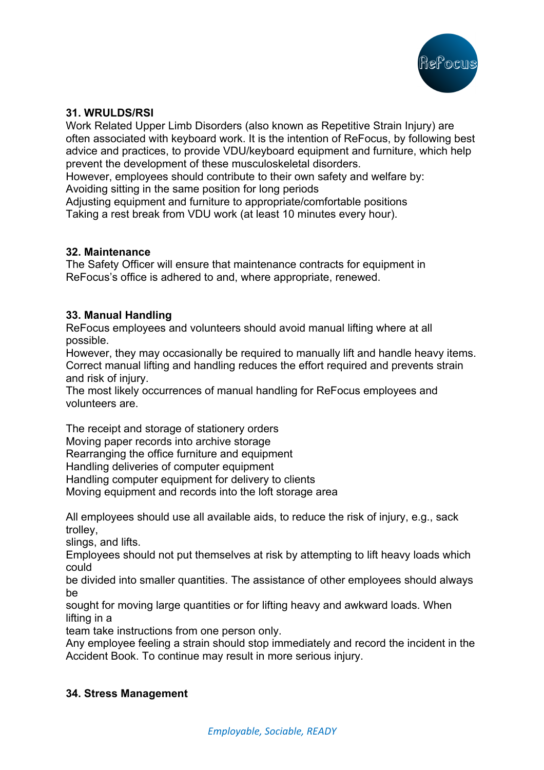## 31. WRULDS/RSI

Work Related Upper Limb Disorders (also known as Repetitive Strain Injury) are often associated with keyboard work. It is the intention of ReFocus, by following best advice and practices, to provide VDU/keyboard equipment and furniture, which help prevent the development of these musculoskeletal disorders.

However, employees should contribute to their own safety and welfare by:

Avoiding sitting in the same position for long periods

Adjusting equipment and furniture to appropriate/comfortable positions

Taking a rest break from VDU work (at least 10 minutes every hour).

## 32. Maintenance

The Safety Officer will ensure that maintenance contracts for equipment in ReFocus's office is adhered to and, where appropriate, renewed.

## 33. Manual Handling

ReFocus employees and volunteers should avoid manual lifting where at all possible.

However, they may occasionally be required to manually lift and handle heavy items. Correct manual lifting and handling reduces the effort required and prevents strain and risk of injury.

The most likely occurrences of manual handling for ReFocus employees and volunteers are.

The receipt and storage of stationery orders

Moving paper records into archive storage

Rearranging the office furniture and equipment

Handling deliveries of computer equipment

Handling computer equipment for delivery to clients

Moving equipment and records into the loft storage area

All employees should use all available aids, to reduce the risk of injury, e.g., sack trolley, slings, and lifts.

Employees should not put themselves at risk by attempting to lift heavy loads which could be divided into smaller quantities. The assistance of other employees should always be sought for moving large quantities or for lifting heavy and awkward loads. When lifting in a team take instructions from one person only.

Any employee feeling a strain should stop immediately and record the incident in the Accident Book. To continue may result in more serious injury.

## 34. Stress Management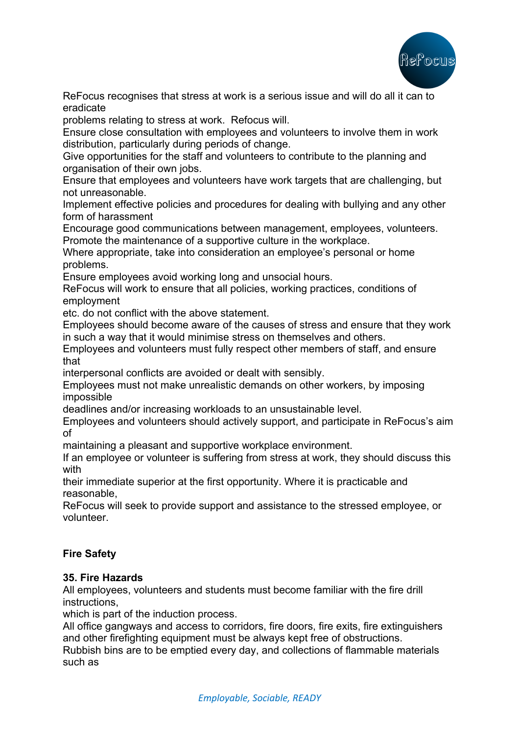ReFocus recognises that stress at work is a serious issue and will do all it can to eradicate problems relating to stress at work. Refocus will.

Ensure close consultation with employees and volunteers to involve them in work distribution, particularly during periods of change.

Give opportunities for the staff and volunteers to contribute to the planning and organisation of their own jobs.

Ensure that employees and volunteers have work targets that are challenging, but not unreasonable.

Implement effective policies and procedures for dealing with bullying and any other form of harassment

Encourage good communications between management, employees, volunteers.

Promote the maintenance of a supportive culture in the workplace.

Where appropriate, take into consideration an employee's personal or home problems.

Ensure employees avoid working long and unsocial hours.

ReFocus will work to ensure that all policies, working practices, conditions of employment etc. do not conflict with the above statement.

Employees should become aware of the causes of stress and ensure that they work in such a way that it would minimise stress on themselves and others.

Employees and volunteers must fully respect other members of staff, and ensure that interpersonal conflicts are avoided or dealt with sensibly.

Employees must not make unrealistic demands on other workers, by imposing impossible deadlines and/or increasing workloads to an unsustainable level.

Employees and volunteers should actively support, and participate in ReFocus's aim of maintaining a pleasant and supportive workplace environment.

If an employee or volunteer is suffering from stress at work, they should discuss this with their immediate superior at the first opportunity. Where it is practicable and reasonable, ReFocus will seek to provide support and assistance to the stressed employee, or volunteer.

## Fire Safety

### 35. Fire Hazards

All employees, volunteers and students must become familiar with the fire drill instructions, which is part of the induction process.

All office gangways and access to corridors, fire doors, fire exits, fire extinguishers and other firefighting equipment must be always kept free of obstructions.

Rubbish bins are to be emptied every day, and collections of flammable materials such as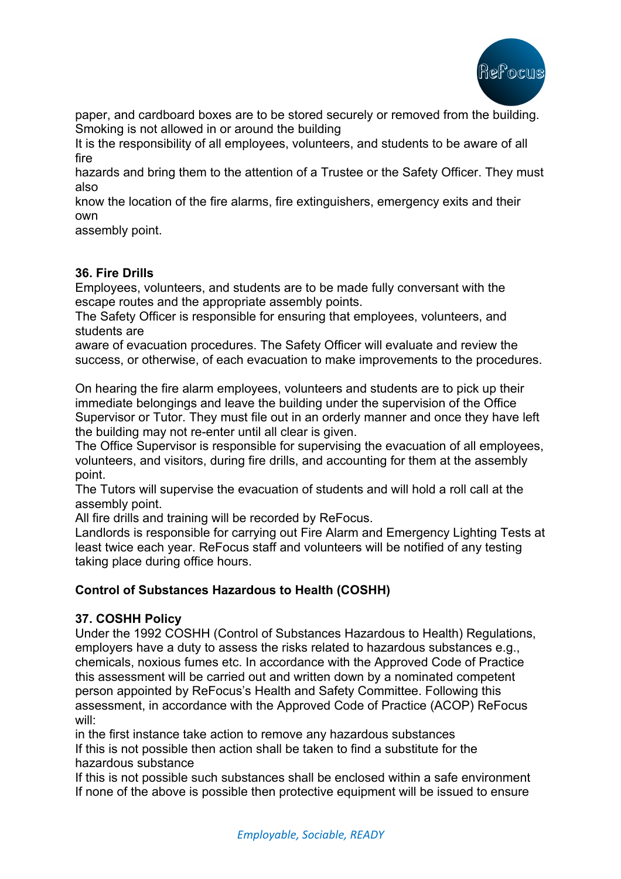paper, and cardboard boxes are to be stored securely or removed from the building.
Smoking is not allowed in or around the building
It is the responsibility of all employees, volunteers, and students to be aware of all fire
hazards and bring them to the attention of a Trustee or the Safety Officer. They must also
know the location of the fire alarms, fire extinguishers, emergency exits and their own
assembly point.

**36. Fire Drills**

Employees, volunteers, and students are to be made fully conversant with the escape routes and the appropriate assembly points.
The Safety Officer is responsible for ensuring that employees, volunteers, and students are
aware of evacuation procedures. The Safety Officer will evaluate and review the success, or otherwise, of each evacuation to make improvements to the procedures.

On hearing the fire alarm employees, volunteers and students are to pick up their immediate belongings and leave the building under the supervision of the Office Supervisor or Tutor. They must file out in an orderly manner and once they have left the building may not re-enter until all clear is given.
The Office Supervisor is responsible for supervising the evacuation of all employees, volunteers, and visitors, during fire drills, and accounting for them at the assembly point.
The Tutors will supervise the evacuation of students and will hold a roll call at the assembly point.
All fire drills and training will be recorded by ReFocus.
Landlords is responsible for carrying out Fire Alarm and Emergency Lighting Tests at least twice each year. ReFocus staff and volunteers will be notified of any testing taking place during office hours.

**Control of Substances Hazardous to Health (COSHH)**

**37. COSHH Policy**

Under the 1992 COSHH (Control of Substances Hazardous to Health) Regulations, employers have a duty to assess the risks related to hazardous substances e.g., chemicals, noxious fumes etc. In accordance with the Approved Code of Practice this assessment will be carried out and written down by a nominated competent person appointed by ReFocus's Health and Safety Committee. Following this assessment, in accordance with the Approved Code of Practice (ACOP) ReFocus will:
in the first instance take action to remove any hazardous substances
If this is not possible then action shall be taken to find a substitute for the hazardous substance
If this is not possible such substances shall be enclosed within a safe environment
If none of the above is possible then protective equipment will be issued to ensure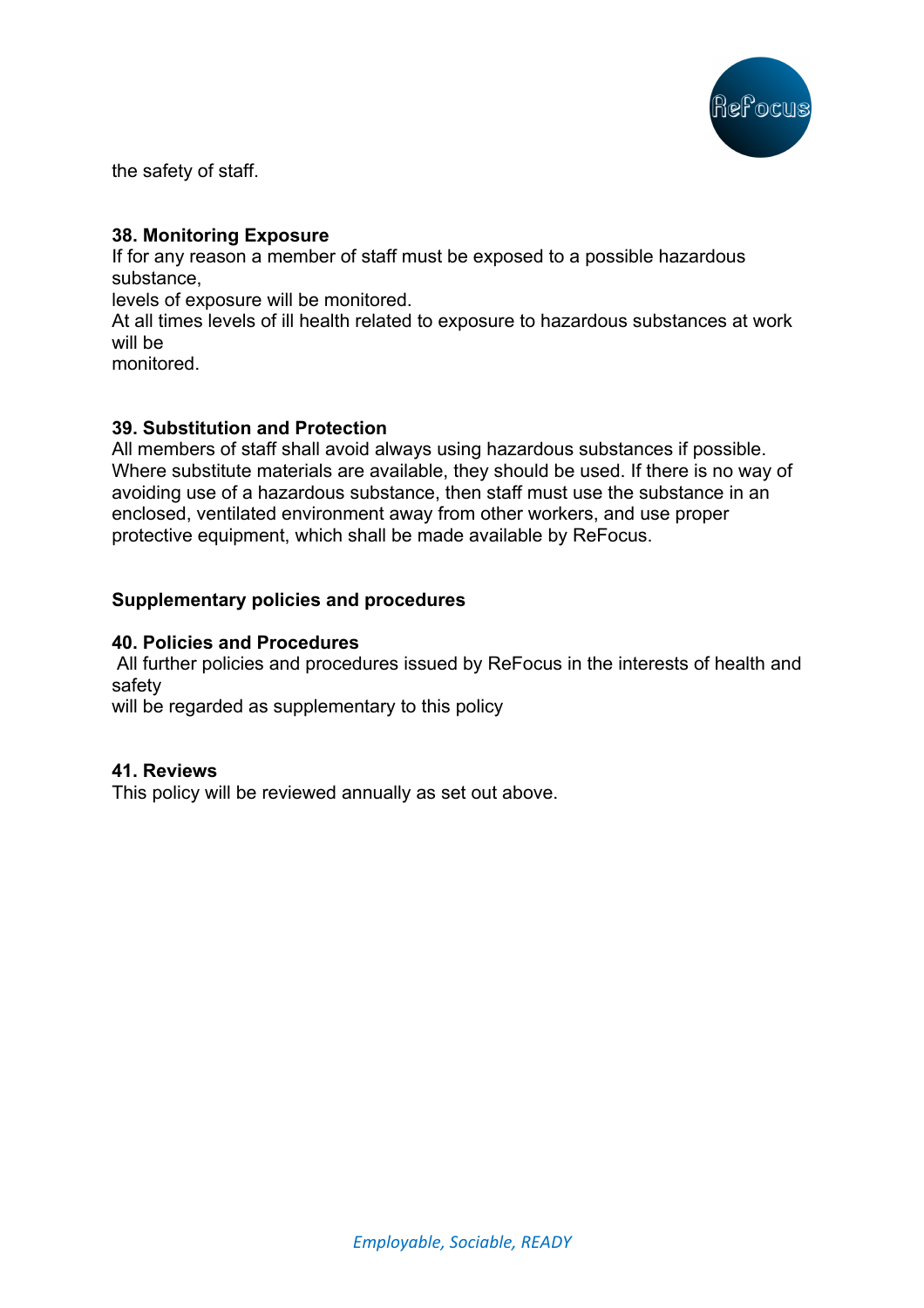the safety of staff.

**38. Monitoring Exposure**
If for any reason a member of staff must be exposed to a possible hazardous substance,
levels of exposure will be monitored.
At all times levels of ill health related to exposure to hazardous substances at work will be
monitored.

**39. Substitution and Protection**
All members of staff shall avoid always using hazardous substances if possible. Where substitute materials are available, they should be used. If there is no way of avoiding use of a hazardous substance, then staff must use the substance in an enclosed, ventilated environment away from other workers, and use proper protective equipment, which shall be made available by ReFocus.

**Supplementary policies and procedures**

**40. Policies and Procedures**
All further policies and procedures issued by ReFocus in the interests of health and safety
will be regarded as supplementary to this policy

**41. Reviews**
This policy will be reviewed annually as set out above.